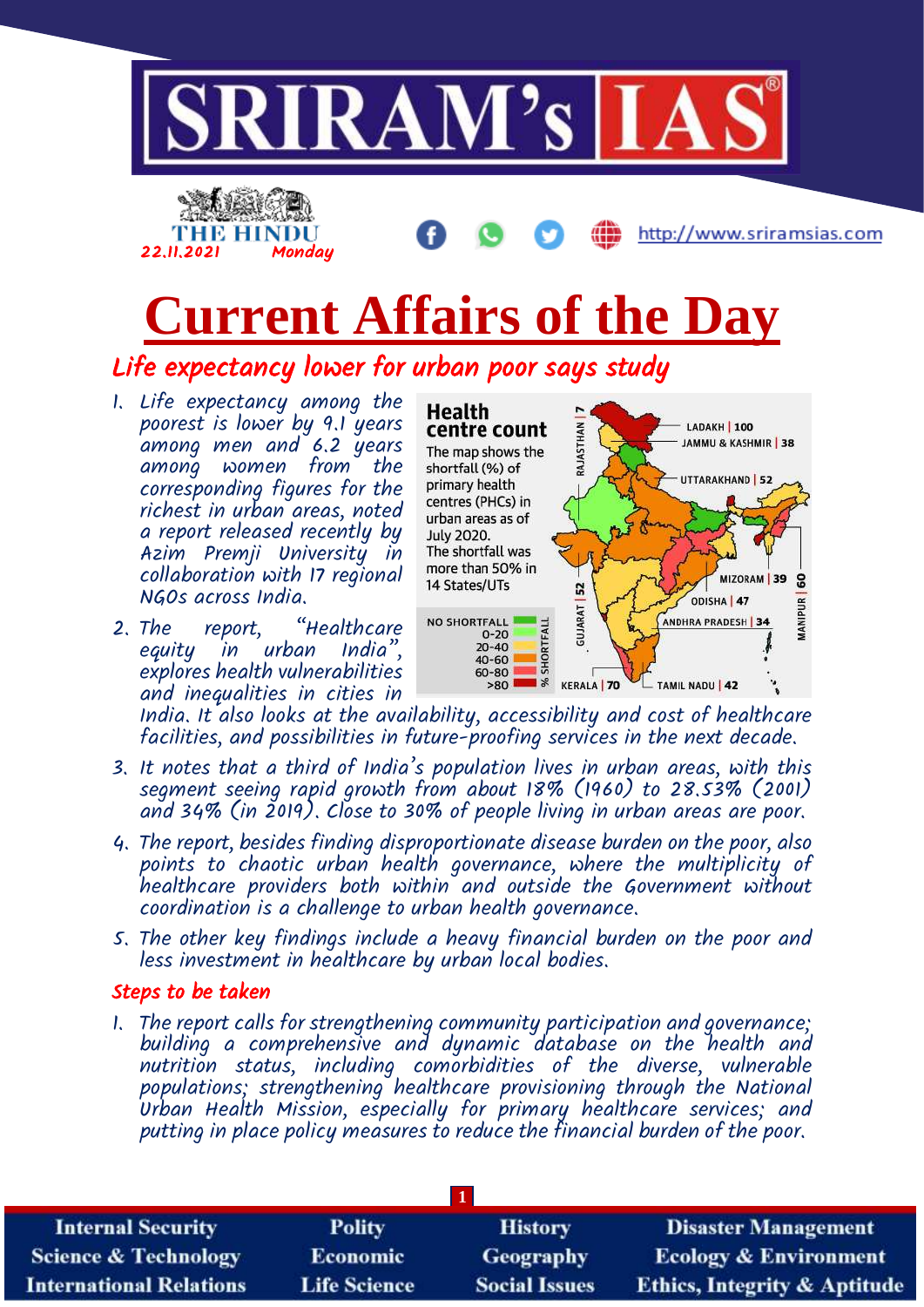# Current Affairs of the Day

## Life expectancy lower for urban poor says study

1. Life expectancy among the poorest is lower by 9.1 years among men and 6.2 years among women from the corresponding figures for the richest in urban areas, noted a report released recently by Azim Premji University in collaboration with 17 regional NGOs across India.

**Health centre count**

The map shows the shortfall (%) of primary health centres (PHCs) in urban areas as of July 2020. The shortfall was more than 50% in 14 States/UTs

LADAKH | 100, JAMMU & KASHMIR | 38, UTTARAKHAND | 52, RAJASTHAN | 7, GUJARAT | 52, MIZORAM | 39, MANIPUR | 60, ODISHA | 47, ANDHRA PRADESH | 34, KERALA | 70, TAMIL NADU | 42

% SHORTFALL: NO SHORTFALL, 0-20, 20-40, 40-60, 60-80, >80

2. The report, "Healthcare equity in urban India", explores health vulnerabilities and inequalities in cities in India. It also looks at the availability, accessibility and cost of healthcare facilities, and possibilities in future-proofing services in the next decade.

3. It notes that a third of India's population lives in urban areas, with this segment seeing rapid growth from about 18% (1960) to 28.53% (2001) and 34% (in 2019). Close to 30% of people living in urban areas are poor.

4. The report, besides finding disproportionate disease burden on the poor, also points to chaotic urban health governance, where the multiplicity of healthcare providers both within and outside the Government without coordination is a challenge to urban health governance.

5. The other key findings include a heavy financial burden on the poor and less investment in healthcare by urban local bodies.

### Steps to be taken

1. The report calls for strengthening community participation and governance; building a comprehensive and dynamic database on the health and nutrition status, including comorbidities of the diverse, vulnerable populations; strengthening healthcare provisioning through the National Urban Health Mission, especially for primary healthcare services; and putting in place policy measures to reduce the financial burden of the poor.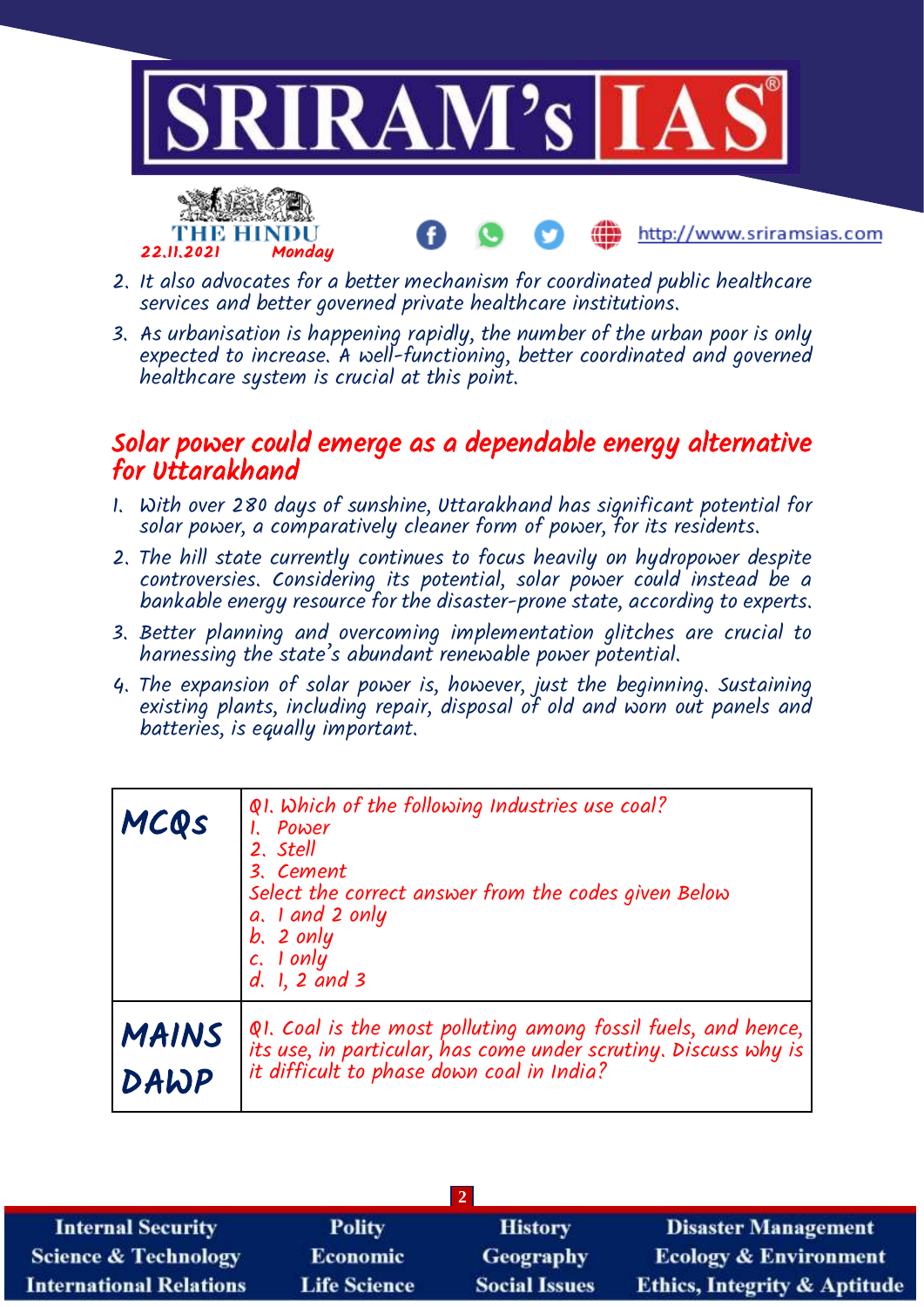2. It also advocates for a better mechanism for coordinated public healthcare services and better governed private healthcare institutions.
3. As urbanisation is happening rapidly, the number of the urban poor is only expected to increase. A well-functioning, better coordinated and governed healthcare system is crucial at this point.

## Solar power could emerge as a dependable energy alternative for Uttarakhand

1. With over 280 days of sunshine, Uttarakhand has significant potential for solar power, a comparatively cleaner form of power, for its residents.
2. The hill state currently continues to focus heavily on hydropower despite controversies. Considering its potential, solar power could instead be a bankable energy resource for the disaster-prone state, according to experts.
3. Better planning and overcoming implementation glitches are crucial to harnessing the state's abundant renewable power potential.
4. The expansion of solar power is, however, just the beginning. Sustaining existing plants, including repair, disposal of old and worn out panels and batteries, is equally important.

| | |
|---|---|
| **MCQs** | Q1. Which of the following Industries use coal?<br>1. Power<br>2. Stell<br>3. Cement<br>Select the correct answer from the codes given Below<br>a. 1 and 2 only<br>b. 2 only<br>c. 1 only<br>d. 1, 2 and 3 |
| **MAINS DAWP** | Q1. Coal is the most polluting among fossil fuels, and hence, its use, in particular, has come under scrutiny. Discuss why is it difficult to phase down coal in India? |